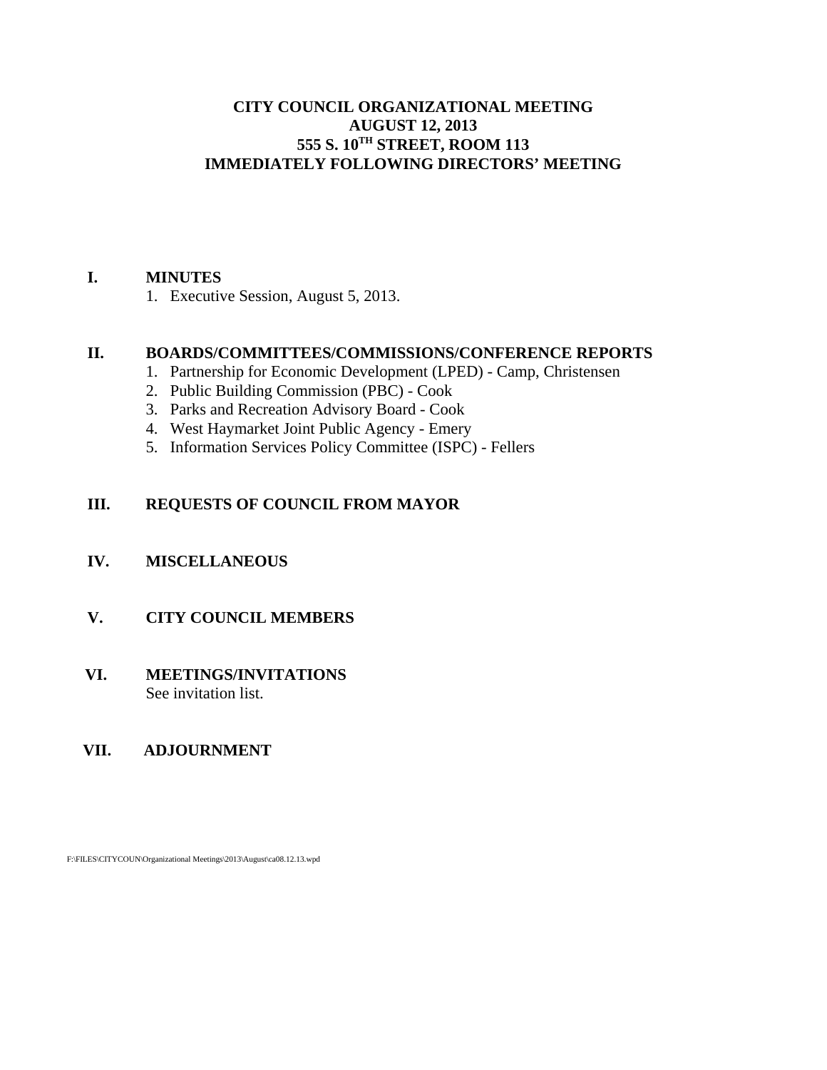**CITY COUNCIL ORGANIZATIONAL MEETING**
**AUGUST 12, 2013**
**555 S. 10TH STREET, ROOM 113**
**IMMEDIATELY FOLLOWING DIRECTORS' MEETING**

## I. MINUTES

1. Executive Session, August 5, 2013.

## II. BOARDS/COMMITTEES/COMMISSIONS/CONFERENCE REPORTS

1. Partnership for Economic Development (LPED) - Camp, Christensen
2. Public Building Commission (PBC) - Cook
3. Parks and Recreation Advisory Board - Cook
4. West Haymarket Joint Public Agency - Emery
5. Information Services Policy Committee (ISPC) - Fellers

## III. REQUESTS OF COUNCIL FROM MAYOR

## IV. MISCELLANEOUS

## V. CITY COUNCIL MEMBERS

## VI. MEETINGS/INVITATIONS

See invitation list.

## VII. ADJOURNMENT

F:\FILES\CITYCOUN\Organizational Meetings\2013\August\ca08.12.13.wpd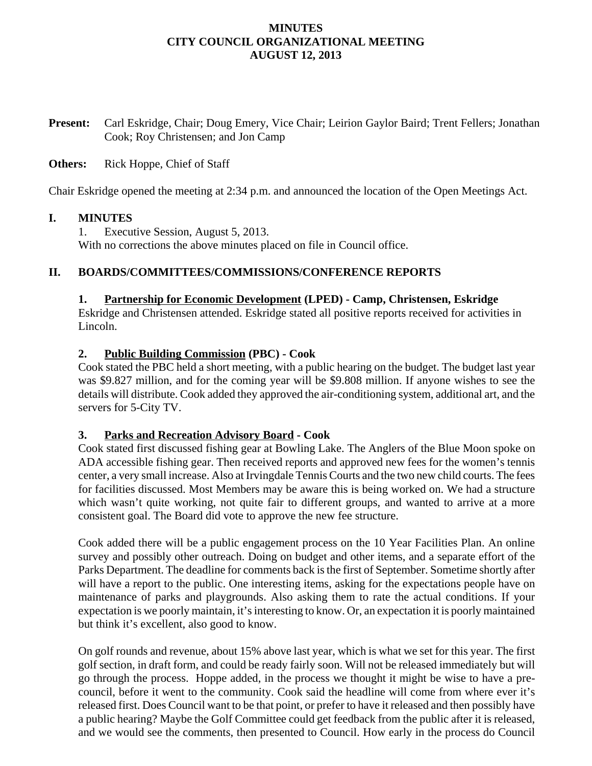**MINUTES**
**CITY COUNCIL ORGANIZATIONAL MEETING**
**AUGUST 12, 2013**

**Present:** Carl Eskridge, Chair; Doug Emery, Vice Chair; Leirion Gaylor Baird; Trent Fellers; Jonathan Cook; Roy Christensen; and Jon Camp

**Others:** Rick Hoppe, Chief of Staff

Chair Eskridge opened the meeting at 2:34 p.m. and announced the location of the Open Meetings Act.

## I. MINUTES

1. Executive Session, August 5, 2013.

With no corrections the above minutes placed on file in Council office.

## II. BOARDS/COMMITTEES/COMMISSIONS/CONFERENCE REPORTS

### 1. Partnership for Economic Development (LPED) - Camp, Christensen, Eskridge

Eskridge and Christensen attended. Eskridge stated all positive reports received for activities in Lincoln.

### 2. Public Building Commission (PBC) - Cook

Cook stated the PBC held a short meeting, with a public hearing on the budget. The budget last year was $9.827 million, and for the coming year will be $9.808 million. If anyone wishes to see the details will distribute. Cook added they approved the air-conditioning system, additional art, and the servers for 5-City TV.

### 3. Parks and Recreation Advisory Board - Cook

Cook stated first discussed fishing gear at Bowling Lake. The Anglers of the Blue Moon spoke on ADA accessible fishing gear. Then received reports and approved new fees for the women's tennis center, a very small increase. Also at Irvingdale Tennis Courts and the two new child courts. The fees for facilities discussed. Most Members may be aware this is being worked on. We had a structure which wasn't quite working, not quite fair to different groups, and wanted to arrive at a more consistent goal. The Board did vote to approve the new fee structure.

Cook added there will be a public engagement process on the 10 Year Facilities Plan. An online survey and possibly other outreach. Doing on budget and other items, and a separate effort of the Parks Department. The deadline for comments back is the first of September. Sometime shortly after will have a report to the public. One interesting items, asking for the expectations people have on maintenance of parks and playgrounds. Also asking them to rate the actual conditions. If your expectation is we poorly maintain, it's interesting to know. Or, an expectation it is poorly maintained but think it's excellent, also good to know.

On golf rounds and revenue, about 15% above last year, which is what we set for this year. The first golf section, in draft form, and could be ready fairly soon. Will not be released immediately but will go through the process. Hoppe added, in the process we thought it might be wise to have a pre-council, before it went to the community. Cook said the headline will come from where ever it's released first. Does Council want to be that point, or prefer to have it released and then possibly have a public hearing? Maybe the Golf Committee could get feedback from the public after it is released, and we would see the comments, then presented to Council. How early in the process do Council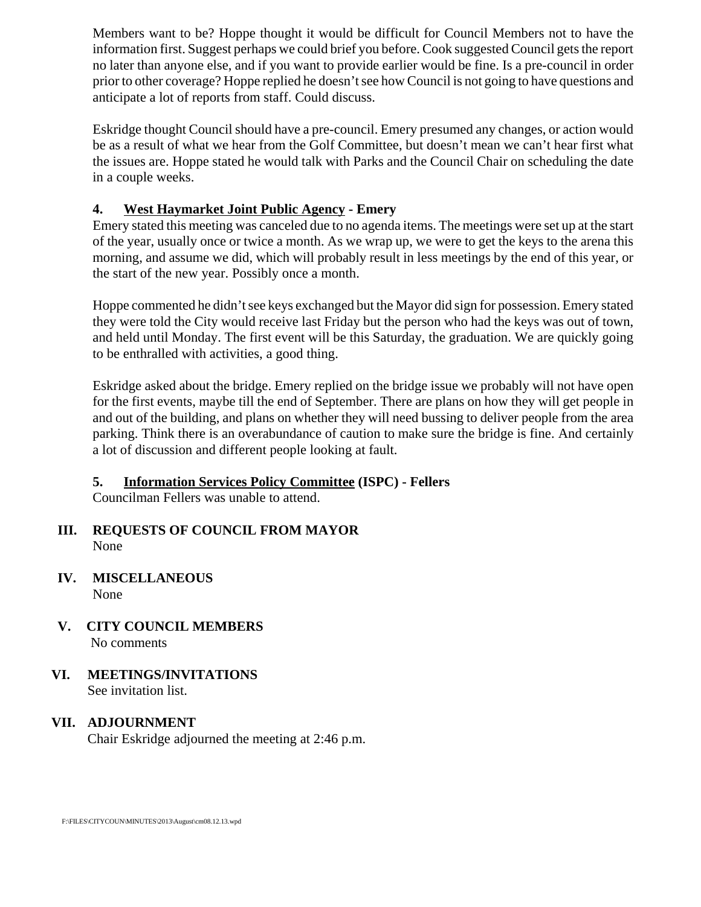Members want to be? Hoppe thought it would be difficult for Council Members not to have the information first. Suggest perhaps we could brief you before. Cook suggested Council gets the report no later than anyone else, and if you want to provide earlier would be fine. Is a pre-council in order prior to other coverage? Hoppe replied he doesn't see how Council is not going to have questions and anticipate a lot of reports from staff. Could discuss.

Eskridge thought Council should have a pre-council. Emery presumed any changes, or action would be as a result of what we hear from the Golf Committee, but doesn't mean we can't hear first what the issues are. Hoppe stated he would talk with Parks and the Council Chair on scheduling the date in a couple weeks.

**4. <u>West Haymarket Joint Public Agency</u> - Emery**

Emery stated this meeting was canceled due to no agenda items. The meetings were set up at the start of the year, usually once or twice a month. As we wrap up, we were to get the keys to the arena this morning, and assume we did, which will probably result in less meetings by the end of this year, or the start of the new year. Possibly once a month.

Hoppe commented he didn't see keys exchanged but the Mayor did sign for possession. Emery stated they were told the City would receive last Friday but the person who had the keys was out of town, and held until Monday. The first event will be this Saturday, the graduation. We are quickly going to be enthralled with activities, a good thing.

Eskridge asked about the bridge. Emery replied on the bridge issue we probably will not have open for the first events, maybe till the end of September. There are plans on how they will get people in and out of the building, and plans on whether they will need bussing to deliver people from the area parking. Think there is an overabundance of caution to make sure the bridge is fine. And certainly a lot of discussion and different people looking at fault.

**5. <u>Information Services Policy Committee</u> (ISPC) - Fellers**

Councilman Fellers was unable to attend.

## III. REQUESTS OF COUNCIL FROM MAYOR

None

## IV. MISCELLANEOUS

None

## V. CITY COUNCIL MEMBERS

No comments

## VI. MEETINGS/INVITATIONS

See invitation list.

## VII. ADJOURNMENT

Chair Eskridge adjourned the meeting at 2:46 p.m.

F:\FILES\CITYCOUN\MINUTES\2013\August\cm08.12.13.wpd